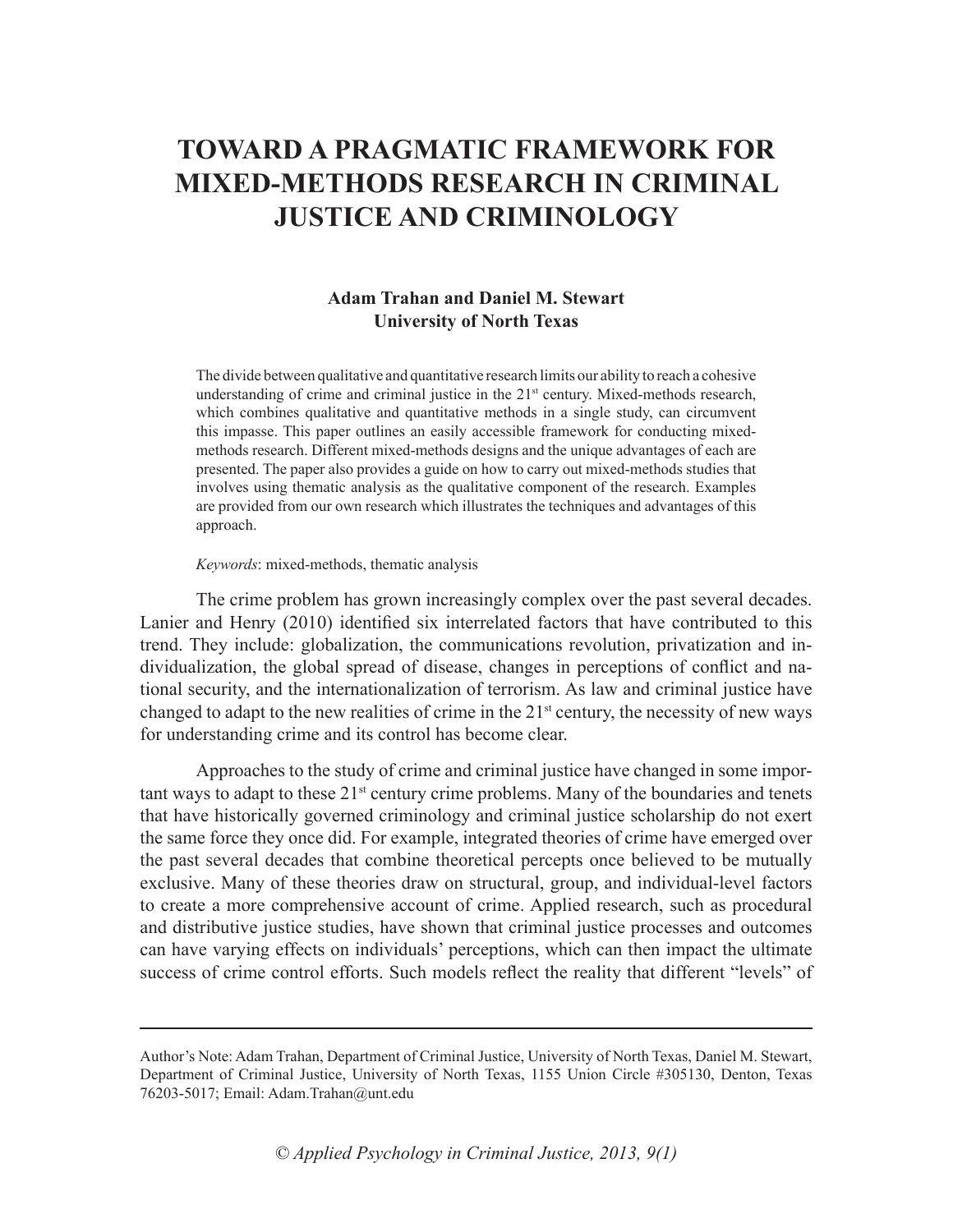# TOWARD A PRAGMATIC FRAMEWORK FOR MIXED-METHODS RESEARCH IN CRIMINAL JUSTICE AND CRIMINOLOGY

**Adam Trahan and Daniel M. Stewart**
**University of North Texas**

The divide between qualitative and quantitative research limits our ability to reach a cohesive understanding of crime and criminal justice in the 21st century. Mixed-methods research, which combines qualitative and quantitative methods in a single study, can circumvent this impasse. This paper outlines an easily accessible framework for conducting mixed-methods research. Different mixed-methods designs and the unique advantages of each are presented. The paper also provides a guide on how to carry out mixed-methods studies that involves using thematic analysis as the qualitative component of the research. Examples are provided from our own research which illustrates the techniques and advantages of this approach.

*Keywords*: mixed-methods, thematic analysis

The crime problem has grown increasingly complex over the past several decades. Lanier and Henry (2010) identified six interrelated factors that have contributed to this trend. They include: globalization, the communications revolution, privatization and individualization, the global spread of disease, changes in perceptions of conflict and national security, and the internationalization of terrorism. As law and criminal justice have changed to adapt to the new realities of crime in the 21st century, the necessity of new ways for understanding crime and its control has become clear.

Approaches to the study of crime and criminal justice have changed in some important ways to adapt to these 21st century crime problems. Many of the boundaries and tenets that have historically governed criminology and criminal justice scholarship do not exert the same force they once did. For example, integrated theories of crime have emerged over the past several decades that combine theoretical percepts once believed to be mutually exclusive. Many of these theories draw on structural, group, and individual-level factors to create a more comprehensive account of crime. Applied research, such as procedural and distributive justice studies, have shown that criminal justice processes and outcomes can have varying effects on individuals' perceptions, which can then impact the ultimate success of crime control efforts. Such models reflect the reality that different "levels" of

---

Author's Note: Adam Trahan, Department of Criminal Justice, University of North Texas, Daniel M. Stewart, Department of Criminal Justice, University of North Texas, 1155 Union Circle #305130, Denton, Texas 76203-5017; Email: Adam.Trahan@unt.edu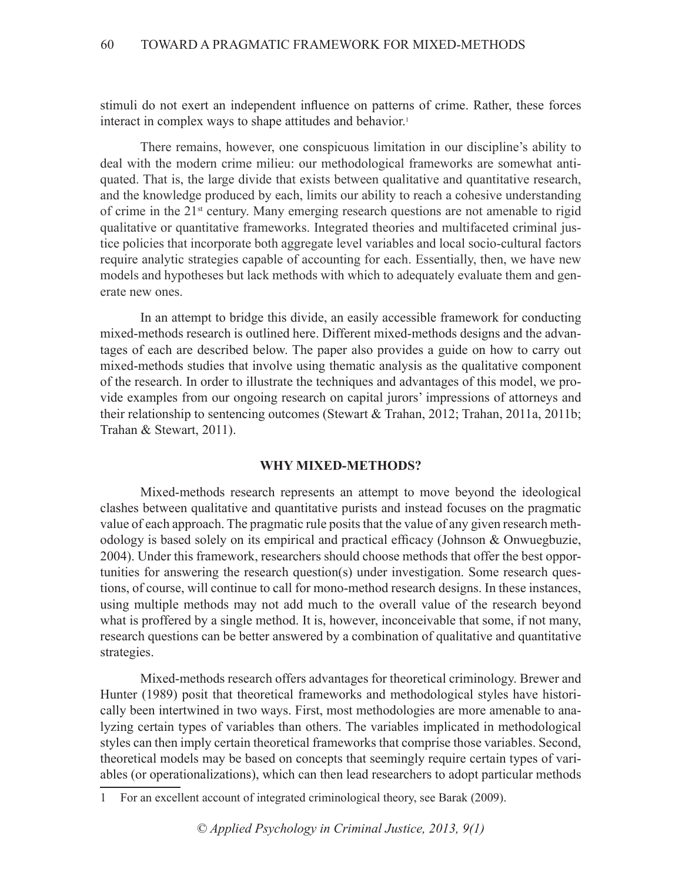stimuli do not exert an independent influence on patterns of crime. Rather, these forces interact in complex ways to shape attitudes and behavior.[1]

There remains, however, one conspicuous limitation in our discipline's ability to deal with the modern crime milieu: our methodological frameworks are somewhat antiquated. That is, the large divide that exists between qualitative and quantitative research, and the knowledge produced by each, limits our ability to reach a cohesive understanding of crime in the 21st century. Many emerging research questions are not amenable to rigid qualitative or quantitative frameworks. Integrated theories and multifaceted criminal justice policies that incorporate both aggregate level variables and local socio-cultural factors require analytic strategies capable of accounting for each. Essentially, then, we have new models and hypotheses but lack methods with which to adequately evaluate them and generate new ones.

In an attempt to bridge this divide, an easily accessible framework for conducting mixed-methods research is outlined here. Different mixed-methods designs and the advantages of each are described below. The paper also provides a guide on how to carry out mixed-methods studies that involve using thematic analysis as the qualitative component of the research. In order to illustrate the techniques and advantages of this model, we provide examples from our ongoing research on capital jurors' impressions of attorneys and their relationship to sentencing outcomes (Stewart & Trahan, 2012; Trahan, 2011a, 2011b; Trahan & Stewart, 2011).

## WHY MIXED-METHODS?

Mixed-methods research represents an attempt to move beyond the ideological clashes between qualitative and quantitative purists and instead focuses on the pragmatic value of each approach. The pragmatic rule posits that the value of any given research methodology is based solely on its empirical and practical efficacy (Johnson & Onwuegbuzie, 2004). Under this framework, researchers should choose methods that offer the best opportunities for answering the research question(s) under investigation. Some research questions, of course, will continue to call for mono-method research designs. In these instances, using multiple methods may not add much to the overall value of the research beyond what is proffered by a single method. It is, however, inconceivable that some, if not many, research questions can be better answered by a combination of qualitative and quantitative strategies.

Mixed-methods research offers advantages for theoretical criminology. Brewer and Hunter (1989) posit that theoretical frameworks and methodological styles have historically been intertwined in two ways. First, most methodologies are more amenable to analyzing certain types of variables than others. The variables implicated in methodological styles can then imply certain theoretical frameworks that comprise those variables. Second, theoretical models may be based on concepts that seemingly require certain types of variables (or operationalizations), which can then lead researchers to adopt particular methods

[1] For an excellent account of integrated criminological theory, see Barak (2009).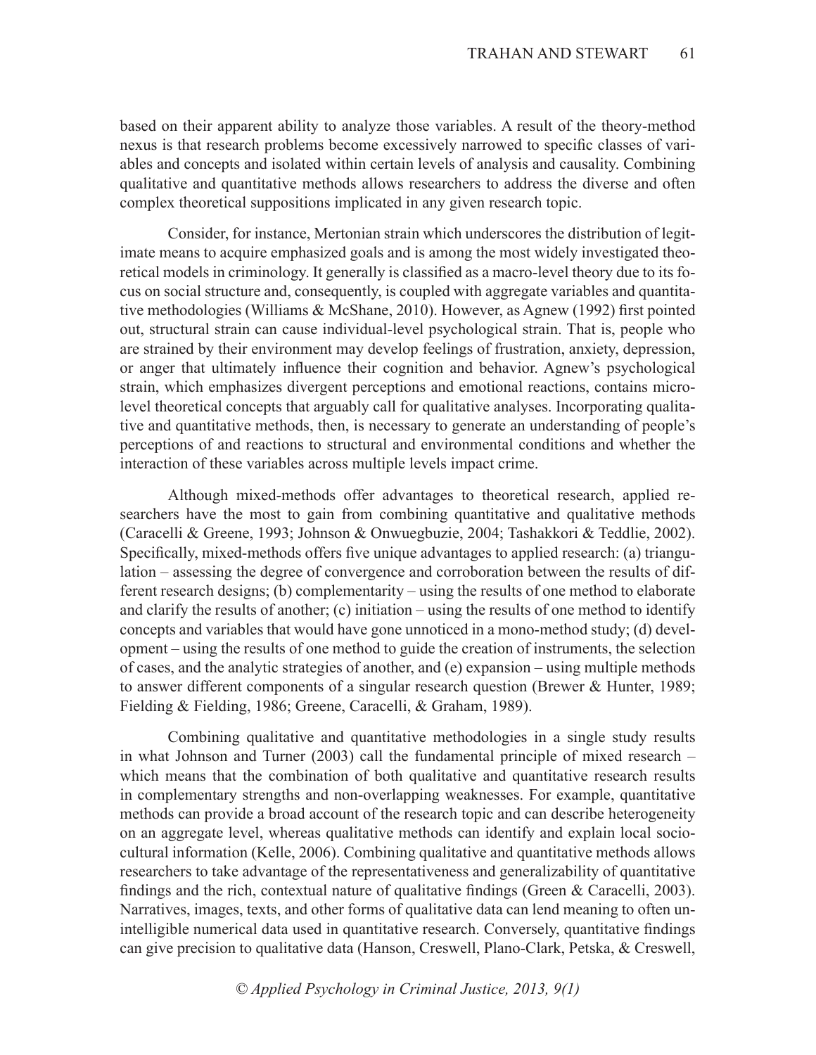based on their apparent ability to analyze those variables. A result of the theory-method nexus is that research problems become excessively narrowed to specific classes of variables and concepts and isolated within certain levels of analysis and causality. Combining qualitative and quantitative methods allows researchers to address the diverse and often complex theoretical suppositions implicated in any given research topic.

Consider, for instance, Mertonian strain which underscores the distribution of legitimate means to acquire emphasized goals and is among the most widely investigated theoretical models in criminology. It generally is classified as a macro-level theory due to its focus on social structure and, consequently, is coupled with aggregate variables and quantitative methodologies (Williams & McShane, 2010). However, as Agnew (1992) first pointed out, structural strain can cause individual-level psychological strain. That is, people who are strained by their environment may develop feelings of frustration, anxiety, depression, or anger that ultimately influence their cognition and behavior. Agnew's psychological strain, which emphasizes divergent perceptions and emotional reactions, contains micro-level theoretical concepts that arguably call for qualitative analyses. Incorporating qualitative and quantitative methods, then, is necessary to generate an understanding of people's perceptions of and reactions to structural and environmental conditions and whether the interaction of these variables across multiple levels impact crime.

Although mixed-methods offer advantages to theoretical research, applied researchers have the most to gain from combining quantitative and qualitative methods (Caracelli & Greene, 1993; Johnson & Onwuegbuzie, 2004; Tashakkori & Teddlie, 2002). Specifically, mixed-methods offers five unique advantages to applied research: (a) triangulation – assessing the degree of convergence and corroboration between the results of different research designs; (b) complementarity – using the results of one method to elaborate and clarify the results of another; (c) initiation – using the results of one method to identify concepts and variables that would have gone unnoticed in a mono-method study; (d) development – using the results of one method to guide the creation of instruments, the selection of cases, and the analytic strategies of another, and (e) expansion – using multiple methods to answer different components of a singular research question (Brewer & Hunter, 1989; Fielding & Fielding, 1986; Greene, Caracelli, & Graham, 1989).

Combining qualitative and quantitative methodologies in a single study results in what Johnson and Turner (2003) call the fundamental principle of mixed research – which means that the combination of both qualitative and quantitative research results in complementary strengths and non-overlapping weaknesses. For example, quantitative methods can provide a broad account of the research topic and can describe heterogeneity on an aggregate level, whereas qualitative methods can identify and explain local sociocultural information (Kelle, 2006). Combining qualitative and quantitative methods allows researchers to take advantage of the representativeness and generalizability of quantitative findings and the rich, contextual nature of qualitative findings (Green & Caracelli, 2003). Narratives, images, texts, and other forms of qualitative data can lend meaning to often unintelligible numerical data used in quantitative research. Conversely, quantitative findings can give precision to qualitative data (Hanson, Creswell, Plano-Clark, Petska, & Creswell,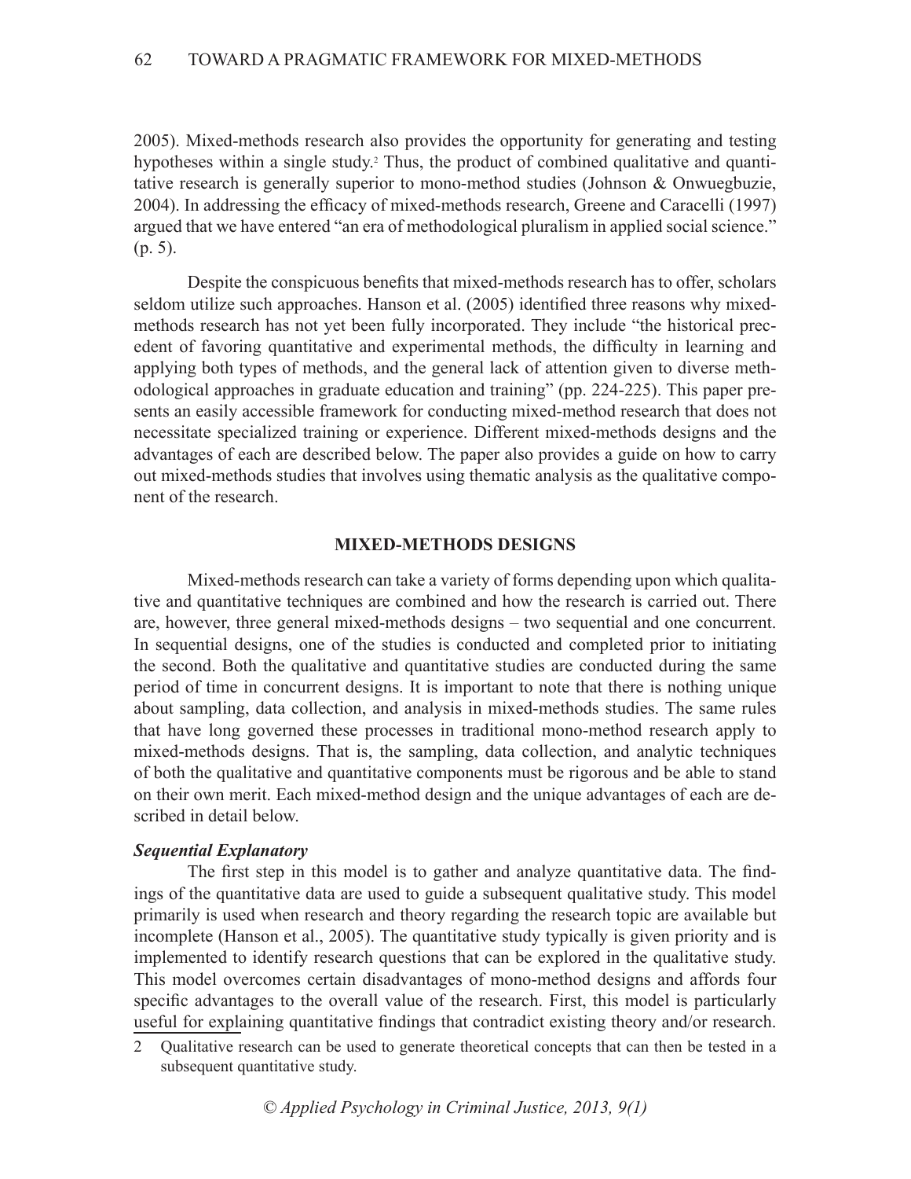2005). Mixed-methods research also provides the opportunity for generating and testing hypotheses within a single study.[2] Thus, the product of combined qualitative and quantitative research is generally superior to mono-method studies (Johnson & Onwuegbuzie, 2004). In addressing the efficacy of mixed-methods research, Greene and Caracelli (1997) argued that we have entered "an era of methodological pluralism in applied social science." (p. 5).

Despite the conspicuous benefits that mixed-methods research has to offer, scholars seldom utilize such approaches. Hanson et al. (2005) identified three reasons why mixed-methods research has not yet been fully incorporated. They include "the historical precedent of favoring quantitative and experimental methods, the difficulty in learning and applying both types of methods, and the general lack of attention given to diverse methodological approaches in graduate education and training" (pp. 224-225). This paper presents an easily accessible framework for conducting mixed-method research that does not necessitate specialized training or experience. Different mixed-methods designs and the advantages of each are described below. The paper also provides a guide on how to carry out mixed-methods studies that involves using thematic analysis as the qualitative component of the research.

## MIXED-METHODS DESIGNS

Mixed-methods research can take a variety of forms depending upon which qualitative and quantitative techniques are combined and how the research is carried out. There are, however, three general mixed-methods designs – two sequential and one concurrent. In sequential designs, one of the studies is conducted and completed prior to initiating the second. Both the qualitative and quantitative studies are conducted during the same period of time in concurrent designs. It is important to note that there is nothing unique about sampling, data collection, and analysis in mixed-methods studies. The same rules that have long governed these processes in traditional mono-method research apply to mixed-methods designs. That is, the sampling, data collection, and analytic techniques of both the qualitative and quantitative components must be rigorous and be able to stand on their own merit. Each mixed-method design and the unique advantages of each are described in detail below.

### *Sequential Explanatory*

The first step in this model is to gather and analyze quantitative data. The findings of the quantitative data are used to guide a subsequent qualitative study. This model primarily is used when research and theory regarding the research topic are available but incomplete (Hanson et al., 2005). The quantitative study typically is given priority and is implemented to identify research questions that can be explored in the qualitative study. This model overcomes certain disadvantages of mono-method designs and affords four specific advantages to the overall value of the research. First, this model is particularly useful for explaining quantitative findings that contradict existing theory and/or research.

2 Qualitative research can be used to generate theoretical concepts that can then be tested in a subsequent quantitative study.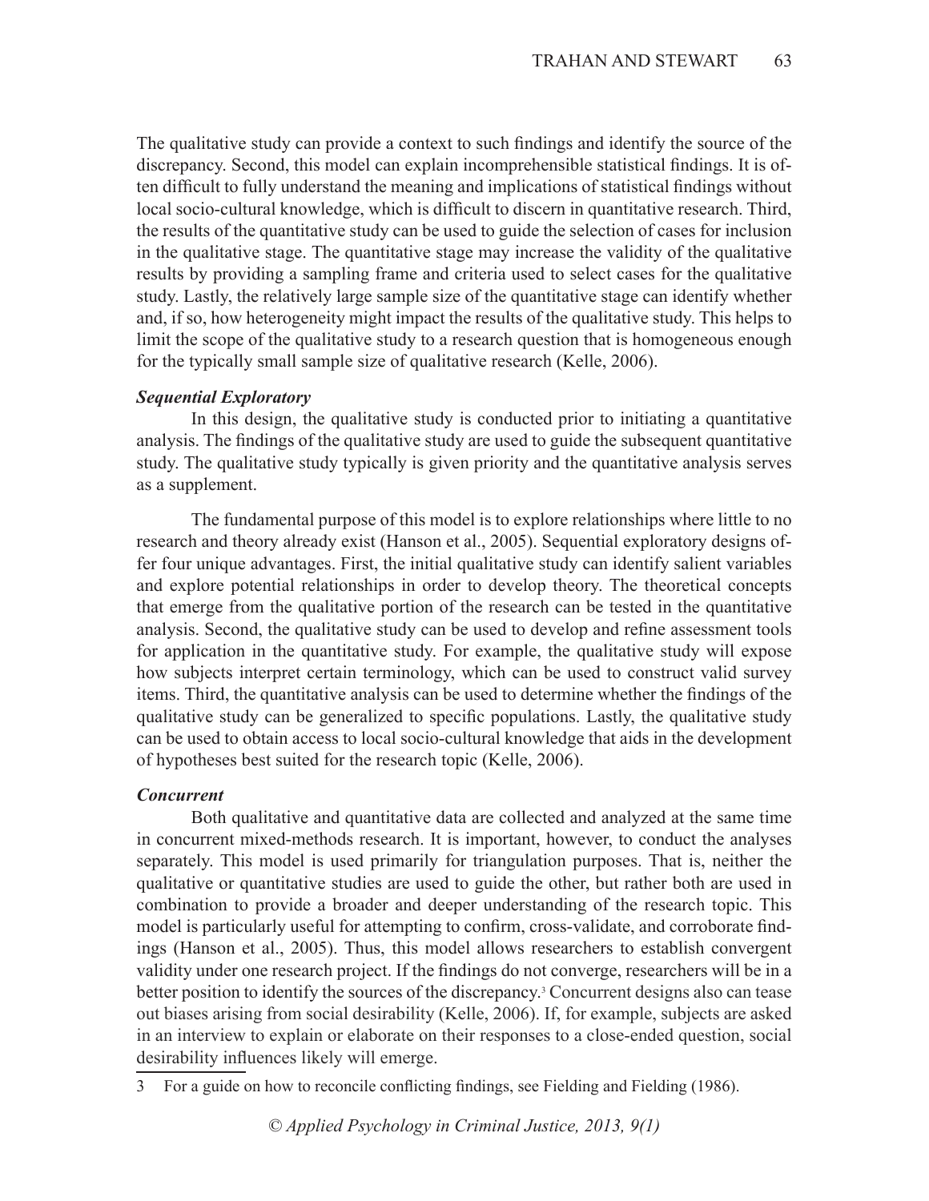The qualitative study can provide a context to such findings and identify the source of the discrepancy. Second, this model can explain incomprehensible statistical findings. It is often difficult to fully understand the meaning and implications of statistical findings without local socio-cultural knowledge, which is difficult to discern in quantitative research. Third, the results of the quantitative study can be used to guide the selection of cases for inclusion in the qualitative stage. The quantitative stage may increase the validity of the qualitative results by providing a sampling frame and criteria used to select cases for the qualitative study. Lastly, the relatively large sample size of the quantitative stage can identify whether and, if so, how heterogeneity might impact the results of the qualitative study. This helps to limit the scope of the qualitative study to a research question that is homogeneous enough for the typically small sample size of qualitative research (Kelle, 2006).

### *Sequential Exploratory*

In this design, the qualitative study is conducted prior to initiating a quantitative analysis. The findings of the qualitative study are used to guide the subsequent quantitative study. The qualitative study typically is given priority and the quantitative analysis serves as a supplement.

The fundamental purpose of this model is to explore relationships where little to no research and theory already exist (Hanson et al., 2005). Sequential exploratory designs offer four unique advantages. First, the initial qualitative study can identify salient variables and explore potential relationships in order to develop theory. The theoretical concepts that emerge from the qualitative portion of the research can be tested in the quantitative analysis. Second, the qualitative study can be used to develop and refine assessment tools for application in the quantitative study. For example, the qualitative study will expose how subjects interpret certain terminology, which can be used to construct valid survey items. Third, the quantitative analysis can be used to determine whether the findings of the qualitative study can be generalized to specific populations. Lastly, the qualitative study can be used to obtain access to local socio-cultural knowledge that aids in the development of hypotheses best suited for the research topic (Kelle, 2006).

### *Concurrent*

Both qualitative and quantitative data are collected and analyzed at the same time in concurrent mixed-methods research. It is important, however, to conduct the analyses separately. This model is used primarily for triangulation purposes. That is, neither the qualitative or quantitative studies are used to guide the other, but rather both are used in combination to provide a broader and deeper understanding of the research topic. This model is particularly useful for attempting to confirm, cross-validate, and corroborate findings (Hanson et al., 2005). Thus, this model allows researchers to establish convergent validity under one research project. If the findings do not converge, researchers will be in a better position to identify the sources of the discrepancy.[3] Concurrent designs also can tease out biases arising from social desirability (Kelle, 2006). If, for example, subjects are asked in an interview to explain or elaborate on their responses to a close-ended question, social desirability influences likely will emerge.

3 For a guide on how to reconcile conflicting findings, see Fielding and Fielding (1986).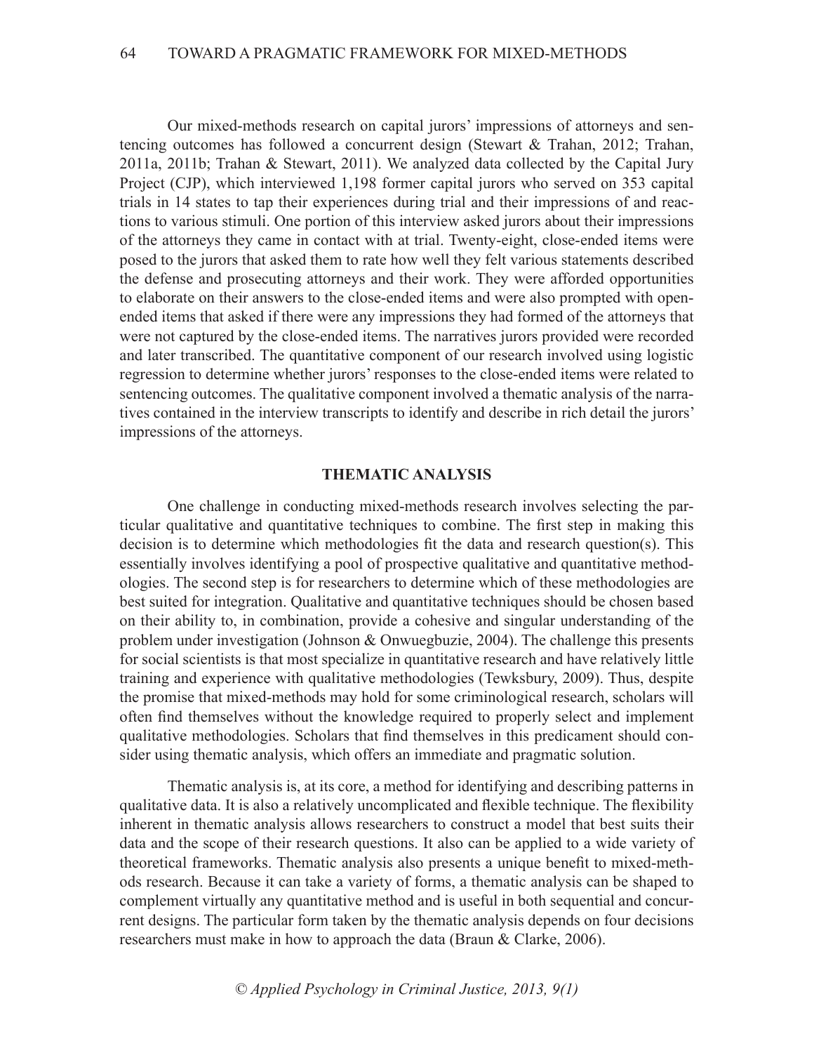Our mixed-methods research on capital jurors' impressions of attorneys and sentencing outcomes has followed a concurrent design (Stewart & Trahan, 2012; Trahan, 2011a, 2011b; Trahan & Stewart, 2011). We analyzed data collected by the Capital Jury Project (CJP), which interviewed 1,198 former capital jurors who served on 353 capital trials in 14 states to tap their experiences during trial and their impressions of and reactions to various stimuli. One portion of this interview asked jurors about their impressions of the attorneys they came in contact with at trial. Twenty-eight, close-ended items were posed to the jurors that asked them to rate how well they felt various statements described the defense and prosecuting attorneys and their work. They were afforded opportunities to elaborate on their answers to the close-ended items and were also prompted with open-ended items that asked if there were any impressions they had formed of the attorneys that were not captured by the close-ended items. The narratives jurors provided were recorded and later transcribed. The quantitative component of our research involved using logistic regression to determine whether jurors' responses to the close-ended items were related to sentencing outcomes. The qualitative component involved a thematic analysis of the narratives contained in the interview transcripts to identify and describe in rich detail the jurors' impressions of the attorneys.

## THEMATIC ANALYSIS

One challenge in conducting mixed-methods research involves selecting the particular qualitative and quantitative techniques to combine. The first step in making this decision is to determine which methodologies fit the data and research question(s). This essentially involves identifying a pool of prospective qualitative and quantitative methodologies. The second step is for researchers to determine which of these methodologies are best suited for integration. Qualitative and quantitative techniques should be chosen based on their ability to, in combination, provide a cohesive and singular understanding of the problem under investigation (Johnson & Onwuegbuzie, 2004). The challenge this presents for social scientists is that most specialize in quantitative research and have relatively little training and experience with qualitative methodologies (Tewksbury, 2009). Thus, despite the promise that mixed-methods may hold for some criminological research, scholars will often find themselves without the knowledge required to properly select and implement qualitative methodologies. Scholars that find themselves in this predicament should consider using thematic analysis, which offers an immediate and pragmatic solution.

Thematic analysis is, at its core, a method for identifying and describing patterns in qualitative data. It is also a relatively uncomplicated and flexible technique. The flexibility inherent in thematic analysis allows researchers to construct a model that best suits their data and the scope of their research questions. It also can be applied to a wide variety of theoretical frameworks. Thematic analysis also presents a unique benefit to mixed-methods research. Because it can take a variety of forms, a thematic analysis can be shaped to complement virtually any quantitative method and is useful in both sequential and concurrent designs. The particular form taken by the thematic analysis depends on four decisions researchers must make in how to approach the data (Braun & Clarke, 2006).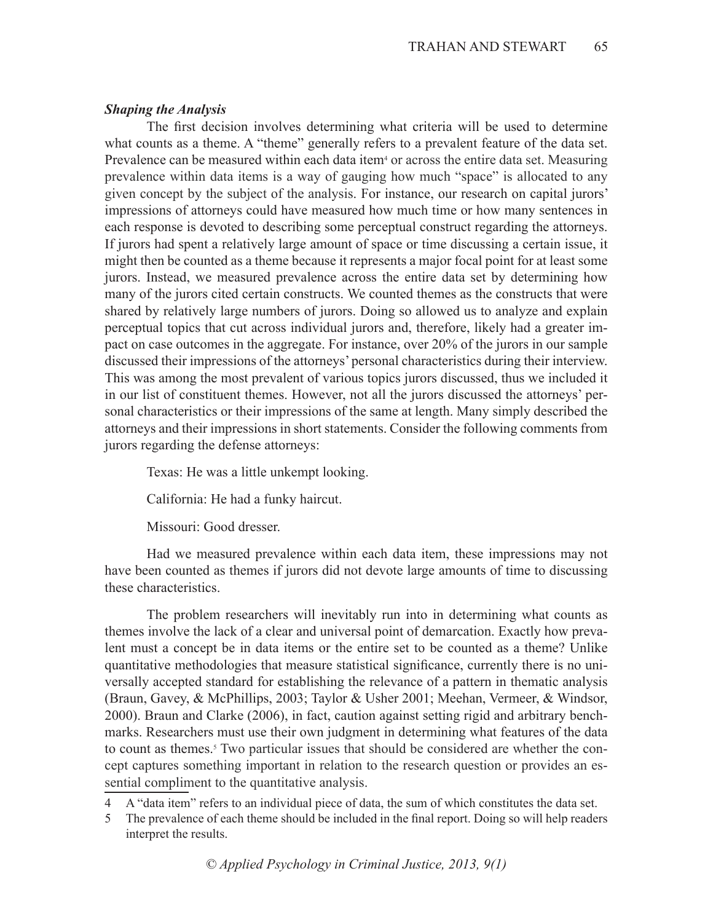### *Shaping the Analysis*

The first decision involves determining what criteria will be used to determine what counts as a theme. A "theme" generally refers to a prevalent feature of the data set. Prevalence can be measured within each data item[4] or across the entire data set. Measuring prevalence within data items is a way of gauging how much "space" is allocated to any given concept by the subject of the analysis. For instance, our research on capital jurors' impressions of attorneys could have measured how much time or how many sentences in each response is devoted to describing some perceptual construct regarding the attorneys. If jurors had spent a relatively large amount of space or time discussing a certain issue, it might then be counted as a theme because it represents a major focal point for at least some jurors. Instead, we measured prevalence across the entire data set by determining how many of the jurors cited certain constructs. We counted themes as the constructs that were shared by relatively large numbers of jurors. Doing so allowed us to analyze and explain perceptual topics that cut across individual jurors and, therefore, likely had a greater impact on case outcomes in the aggregate. For instance, over 20% of the jurors in our sample discussed their impressions of the attorneys' personal characteristics during their interview. This was among the most prevalent of various topics jurors discussed, thus we included it in our list of constituent themes. However, not all the jurors discussed the attorneys' personal characteristics or their impressions of the same at length. Many simply described the attorneys and their impressions in short statements. Consider the following comments from jurors regarding the defense attorneys:

> Texas: He was a little unkempt looking.
>
> California: He had a funky haircut.
>
> Missouri: Good dresser.

Had we measured prevalence within each data item, these impressions may not have been counted as themes if jurors did not devote large amounts of time to discussing these characteristics.

The problem researchers will inevitably run into in determining what counts as themes involve the lack of a clear and universal point of demarcation. Exactly how prevalent must a concept be in data items or the entire set to be counted as a theme? Unlike quantitative methodologies that measure statistical significance, currently there is no universally accepted standard for establishing the relevance of a pattern in thematic analysis (Braun, Gavey, & McPhillips, 2003; Taylor & Usher 2001; Meehan, Vermeer, & Windsor, 2000). Braun and Clarke (2006), in fact, caution against setting rigid and arbitrary benchmarks. Researchers must use their own judgment in determining what features of the data to count as themes.[5] Two particular issues that should be considered are whether the concept captures something important in relation to the research question or provides an essential compliment to the quantitative analysis.

---

4 A "data item" refers to an individual piece of data, the sum of which constitutes the data set.

5 The prevalence of each theme should be included in the final report. Doing so will help readers interpret the results.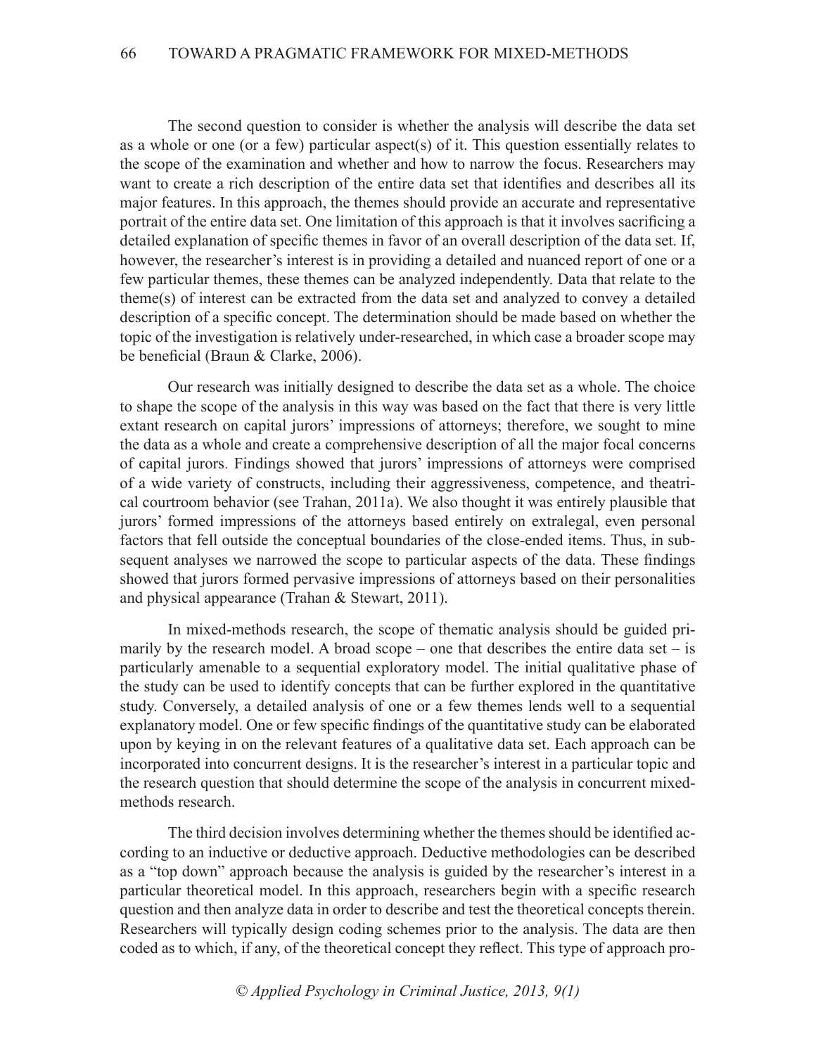The second question to consider is whether the analysis will describe the data set as a whole or one (or a few) particular aspect(s) of it. This question essentially relates to the scope of the examination and whether and how to narrow the focus. Researchers may want to create a rich description of the entire data set that identifies and describes all its major features. In this approach, the themes should provide an accurate and representative portrait of the entire data set. One limitation of this approach is that it involves sacrificing a detailed explanation of specific themes in favor of an overall description of the data set. If, however, the researcher's interest is in providing a detailed and nuanced report of one or a few particular themes, these themes can be analyzed independently. Data that relate to the theme(s) of interest can be extracted from the data set and analyzed to convey a detailed description of a specific concept. The determination should be made based on whether the topic of the investigation is relatively under-researched, in which case a broader scope may be beneficial (Braun & Clarke, 2006).

Our research was initially designed to describe the data set as a whole. The choice to shape the scope of the analysis in this way was based on the fact that there is very little extant research on capital jurors' impressions of attorneys; therefore, we sought to mine the data as a whole and create a comprehensive description of all the major focal concerns of capital jurors. Findings showed that jurors' impressions of attorneys were comprised of a wide variety of constructs, including their aggressiveness, competence, and theatrical courtroom behavior (see Trahan, 2011a). We also thought it was entirely plausible that jurors' formed impressions of the attorneys based entirely on extralegal, even personal factors that fell outside the conceptual boundaries of the close-ended items. Thus, in subsequent analyses we narrowed the scope to particular aspects of the data. These findings showed that jurors formed pervasive impressions of attorneys based on their personalities and physical appearance (Trahan & Stewart, 2011).

In mixed-methods research, the scope of thematic analysis should be guided primarily by the research model. A broad scope – one that describes the entire data set – is particularly amenable to a sequential exploratory model. The initial qualitative phase of the study can be used to identify concepts that can be further explored in the quantitative study. Conversely, a detailed analysis of one or a few themes lends well to a sequential explanatory model. One or few specific findings of the quantitative study can be elaborated upon by keying in on the relevant features of a qualitative data set. Each approach can be incorporated into concurrent designs. It is the researcher's interest in a particular topic and the research question that should determine the scope of the analysis in concurrent mixed-methods research.

The third decision involves determining whether the themes should be identified according to an inductive or deductive approach. Deductive methodologies can be described as a "top down" approach because the analysis is guided by the researcher's interest in a particular theoretical model. In this approach, researchers begin with a specific research question and then analyze data in order to describe and test the theoretical concepts therein. Researchers will typically design coding schemes prior to the analysis. The data are then coded as to which, if any, of the theoretical concept they reflect. This type of approach pro-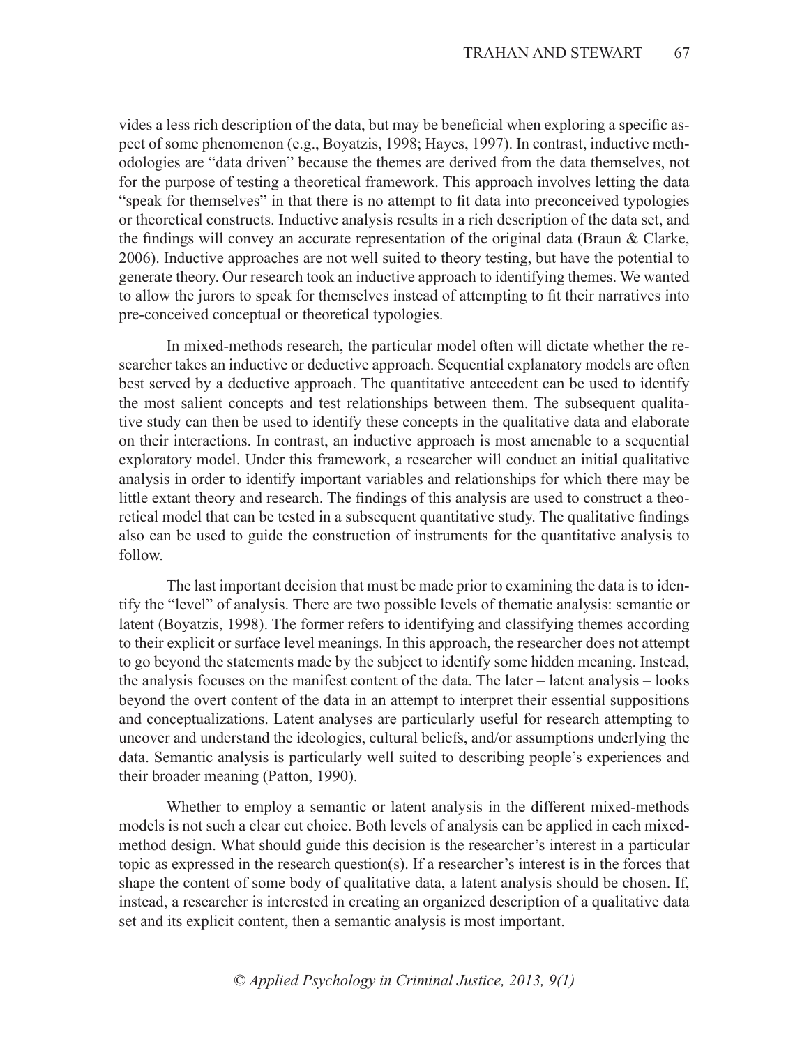vides a less rich description of the data, but may be beneficial when exploring a specific aspect of some phenomenon (e.g., Boyatzis, 1998; Hayes, 1997). In contrast, inductive methodologies are "data driven" because the themes are derived from the data themselves, not for the purpose of testing a theoretical framework. This approach involves letting the data "speak for themselves" in that there is no attempt to fit data into preconceived typologies or theoretical constructs. Inductive analysis results in a rich description of the data set, and the findings will convey an accurate representation of the original data (Braun & Clarke, 2006). Inductive approaches are not well suited to theory testing, but have the potential to generate theory. Our research took an inductive approach to identifying themes. We wanted to allow the jurors to speak for themselves instead of attempting to fit their narratives into pre-conceived conceptual or theoretical typologies.

In mixed-methods research, the particular model often will dictate whether the researcher takes an inductive or deductive approach. Sequential explanatory models are often best served by a deductive approach. The quantitative antecedent can be used to identify the most salient concepts and test relationships between them. The subsequent qualitative study can then be used to identify these concepts in the qualitative data and elaborate on their interactions. In contrast, an inductive approach is most amenable to a sequential exploratory model. Under this framework, a researcher will conduct an initial qualitative analysis in order to identify important variables and relationships for which there may be little extant theory and research. The findings of this analysis are used to construct a theoretical model that can be tested in a subsequent quantitative study. The qualitative findings also can be used to guide the construction of instruments for the quantitative analysis to follow.

The last important decision that must be made prior to examining the data is to identify the "level" of analysis. There are two possible levels of thematic analysis: semantic or latent (Boyatzis, 1998). The former refers to identifying and classifying themes according to their explicit or surface level meanings. In this approach, the researcher does not attempt to go beyond the statements made by the subject to identify some hidden meaning. Instead, the analysis focuses on the manifest content of the data. The later – latent analysis – looks beyond the overt content of the data in an attempt to interpret their essential suppositions and conceptualizations. Latent analyses are particularly useful for research attempting to uncover and understand the ideologies, cultural beliefs, and/or assumptions underlying the data. Semantic analysis is particularly well suited to describing people's experiences and their broader meaning (Patton, 1990).

Whether to employ a semantic or latent analysis in the different mixed-methods models is not such a clear cut choice. Both levels of analysis can be applied in each mixed-method design. What should guide this decision is the researcher's interest in a particular topic as expressed in the research question(s). If a researcher's interest is in the forces that shape the content of some body of qualitative data, a latent analysis should be chosen. If, instead, a researcher is interested in creating an organized description of a qualitative data set and its explicit content, then a semantic analysis is most important.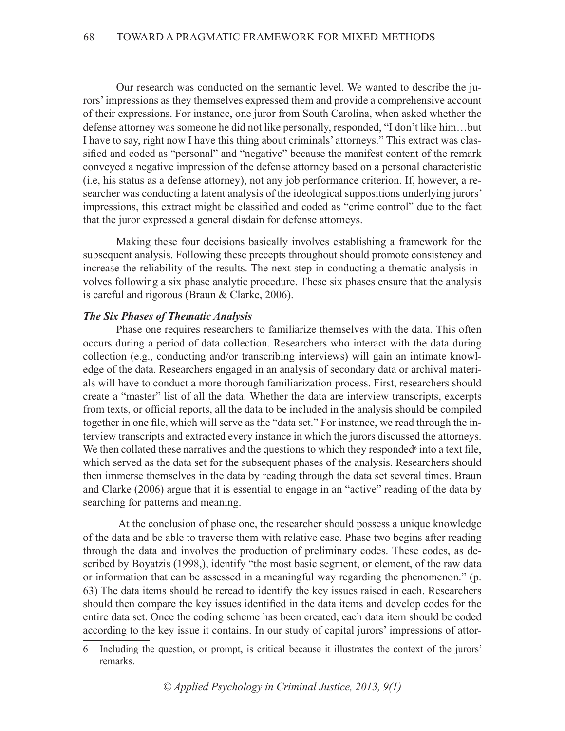Our research was conducted on the semantic level. We wanted to describe the jurors' impressions as they themselves expressed them and provide a comprehensive account of their expressions. For instance, one juror from South Carolina, when asked whether the defense attorney was someone he did not like personally, responded, "I don't like him…but I have to say, right now I have this thing about criminals' attorneys." This extract was classified and coded as "personal" and "negative" because the manifest content of the remark conveyed a negative impression of the defense attorney based on a personal characteristic (i.e, his status as a defense attorney), not any job performance criterion. If, however, a researcher was conducting a latent analysis of the ideological suppositions underlying jurors' impressions, this extract might be classified and coded as "crime control" due to the fact that the juror expressed a general disdain for defense attorneys.

Making these four decisions basically involves establishing a framework for the subsequent analysis. Following these precepts throughout should promote consistency and increase the reliability of the results. The next step in conducting a thematic analysis involves following a six phase analytic procedure. These six phases ensure that the analysis is careful and rigorous (Braun & Clarke, 2006).

***The Six Phases of Thematic Analysis***

Phase one requires researchers to familiarize themselves with the data. This often occurs during a period of data collection. Researchers who interact with the data during collection (e.g., conducting and/or transcribing interviews) will gain an intimate knowledge of the data. Researchers engaged in an analysis of secondary data or archival materials will have to conduct a more thorough familiarization process. First, researchers should create a "master" list of all the data. Whether the data are interview transcripts, excerpts from texts, or official reports, all the data to be included in the analysis should be compiled together in one file, which will serve as the "data set." For instance, we read through the interview transcripts and extracted every instance in which the jurors discussed the attorneys. We then collated these narratives and the questions to which they responded[6] into a text file, which served as the data set for the subsequent phases of the analysis. Researchers should then immerse themselves in the data by reading through the data set several times. Braun and Clarke (2006) argue that it is essential to engage in an "active" reading of the data by searching for patterns and meaning.

At the conclusion of phase one, the researcher should possess a unique knowledge of the data and be able to traverse them with relative ease. Phase two begins after reading through the data and involves the production of preliminary codes. These codes, as described by Boyatzis (1998,), identify "the most basic segment, or element, of the raw data or information that can be assessed in a meaningful way regarding the phenomenon." (p. 63) The data items should be reread to identify the key issues raised in each. Researchers should then compare the key issues identified in the data items and develop codes for the entire data set. Once the coding scheme has been created, each data item should be coded according to the key issue it contains. In our study of capital jurors' impressions of attor-

6 Including the question, or prompt, is critical because it illustrates the context of the jurors' remarks.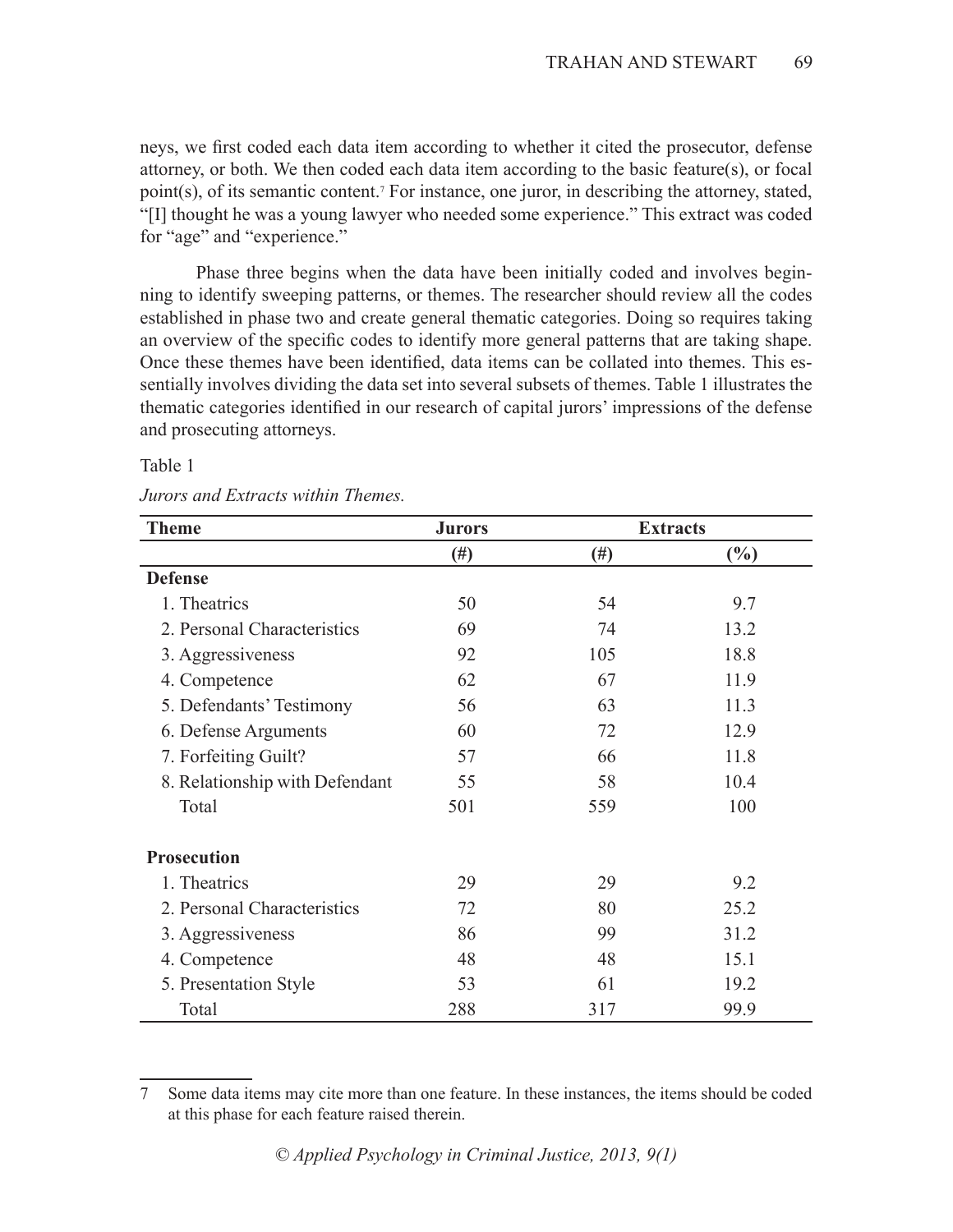neys, we first coded each data item according to whether it cited the prosecutor, defense attorney, or both. We then coded each data item according to the basic feature(s), or focal point(s), of its semantic content.[7] For instance, one juror, in describing the attorney, stated, "[I] thought he was a young lawyer who needed some experience." This extract was coded for "age" and "experience."

Phase three begins when the data have been initially coded and involves beginning to identify sweeping patterns, or themes. The researcher should review all the codes established in phase two and create general thematic categories. Doing so requires taking an overview of the specific codes to identify more general patterns that are taking shape. Once these themes have been identified, data items can be collated into themes. This essentially involves dividing the data set into several subsets of themes. Table 1 illustrates the thematic categories identified in our research of capital jurors' impressions of the defense and prosecuting attorneys.

Table 1

*Jurors and Extracts within Themes.*

| Theme | Jurors | Extracts | |
|---|---|---|---|
| | (#) | (#) | (%) |
| **Defense** | | | |
| 1. Theatrics | 50 | 54 | 9.7 |
| 2. Personal Characteristics | 69 | 74 | 13.2 |
| 3. Aggressiveness | 92 | 105 | 18.8 |
| 4. Competence | 62 | 67 | 11.9 |
| 5. Defendants' Testimony | 56 | 63 | 11.3 |
| 6. Defense Arguments | 60 | 72 | 12.9 |
| 7. Forfeiting Guilt? | 57 | 66 | 11.8 |
| 8. Relationship with Defendant | 55 | 58 | 10.4 |
| Total | 501 | 559 | 100 |
| **Prosecution** | | | |
| 1. Theatrics | 29 | 29 | 9.2 |
| 2. Personal Characteristics | 72 | 80 | 25.2 |
| 3. Aggressiveness | 86 | 99 | 31.2 |
| 4. Competence | 48 | 48 | 15.1 |
| 5. Presentation Style | 53 | 61 | 19.2 |
| Total | 288 | 317 | 99.9 |

[7] Some data items may cite more than one feature. In these instances, the items should be coded at this phase for each feature raised therein.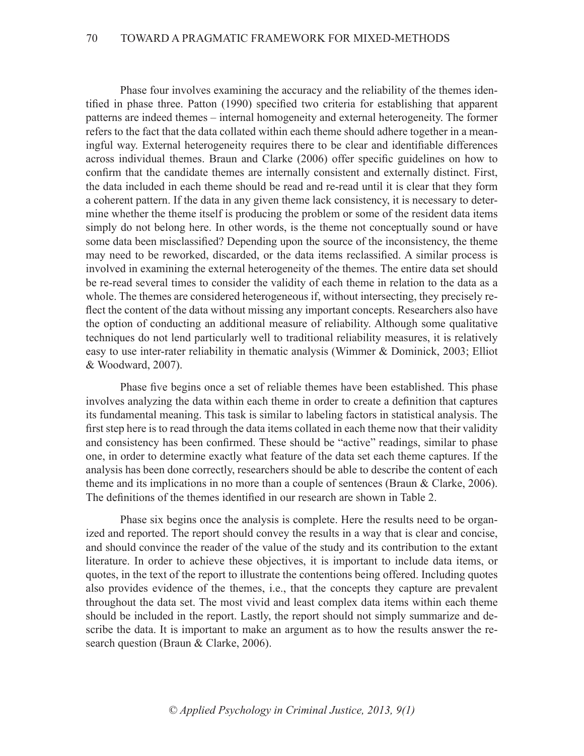Phase four involves examining the accuracy and the reliability of the themes identified in phase three. Patton (1990) specified two criteria for establishing that apparent patterns are indeed themes – internal homogeneity and external heterogeneity. The former refers to the fact that the data collated within each theme should adhere together in a meaningful way. External heterogeneity requires there to be clear and identifiable differences across individual themes. Braun and Clarke (2006) offer specific guidelines on how to confirm that the candidate themes are internally consistent and externally distinct. First, the data included in each theme should be read and re-read until it is clear that they form a coherent pattern. If the data in any given theme lack consistency, it is necessary to determine whether the theme itself is producing the problem or some of the resident data items simply do not belong here. In other words, is the theme not conceptually sound or have some data been misclassified? Depending upon the source of the inconsistency, the theme may need to be reworked, discarded, or the data items reclassified. A similar process is involved in examining the external heterogeneity of the themes. The entire data set should be re-read several times to consider the validity of each theme in relation to the data as a whole. The themes are considered heterogeneous if, without intersecting, they precisely reflect the content of the data without missing any important concepts. Researchers also have the option of conducting an additional measure of reliability. Although some qualitative techniques do not lend particularly well to traditional reliability measures, it is relatively easy to use inter-rater reliability in thematic analysis (Wimmer & Dominick, 2003; Elliot & Woodward, 2007).

Phase five begins once a set of reliable themes have been established. This phase involves analyzing the data within each theme in order to create a definition that captures its fundamental meaning. This task is similar to labeling factors in statistical analysis. The first step here is to read through the data items collated in each theme now that their validity and consistency has been confirmed. These should be "active" readings, similar to phase one, in order to determine exactly what feature of the data set each theme captures. If the analysis has been done correctly, researchers should be able to describe the content of each theme and its implications in no more than a couple of sentences (Braun & Clarke, 2006). The definitions of the themes identified in our research are shown in Table 2.

Phase six begins once the analysis is complete. Here the results need to be organized and reported. The report should convey the results in a way that is clear and concise, and should convince the reader of the value of the study and its contribution to the extant literature. In order to achieve these objectives, it is important to include data items, or quotes, in the text of the report to illustrate the contentions being offered. Including quotes also provides evidence of the themes, i.e., that the concepts they capture are prevalent throughout the data set. The most vivid and least complex data items within each theme should be included in the report. Lastly, the report should not simply summarize and describe the data. It is important to make an argument as to how the results answer the research question (Braun & Clarke, 2006).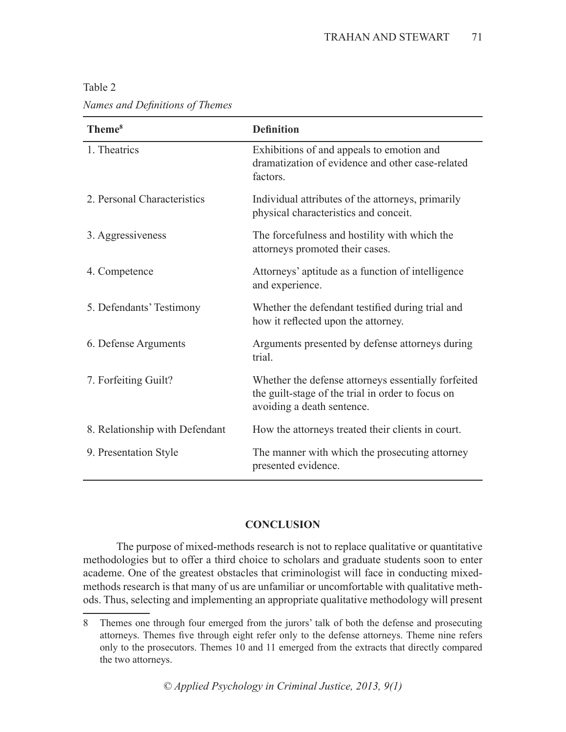Table 2

*Names and Definitions of Themes*

| Theme[8] | Definition |
|---|---|
| 1. Theatrics | Exhibitions of and appeals to emotion and dramatization of evidence and other case-related factors. |
| 2. Personal Characteristics | Individual attributes of the attorneys, primarily physical characteristics and conceit. |
| 3. Aggressiveness | The forcefulness and hostility with which the attorneys promoted their cases. |
| 4. Competence | Attorneys' aptitude as a function of intelligence and experience. |
| 5. Defendants' Testimony | Whether the defendant testified during trial and how it reflected upon the attorney. |
| 6. Defense Arguments | Arguments presented by defense attorneys during trial. |
| 7. Forfeiting Guilt? | Whether the defense attorneys essentially forfeited the guilt-stage of the trial in order to focus on avoiding a death sentence. |
| 8. Relationship with Defendant | How the attorneys treated their clients in court. |
| 9. Presentation Style | The manner with which the prosecuting attorney presented evidence. |

## CONCLUSION

The purpose of mixed-methods research is not to replace qualitative or quantitative methodologies but to offer a third choice to scholars and graduate students soon to enter academe. One of the greatest obstacles that criminologist will face in conducting mixed-methods research is that many of us are unfamiliar or uncomfortable with qualitative methods. Thus, selecting and implementing an appropriate qualitative methodology will present

8 Themes one through four emerged from the jurors' talk of both the defense and prosecuting attorneys. Themes five through eight refer only to the defense attorneys. Theme nine refers only to the prosecutors. Themes 10 and 11 emerged from the extracts that directly compared the two attorneys.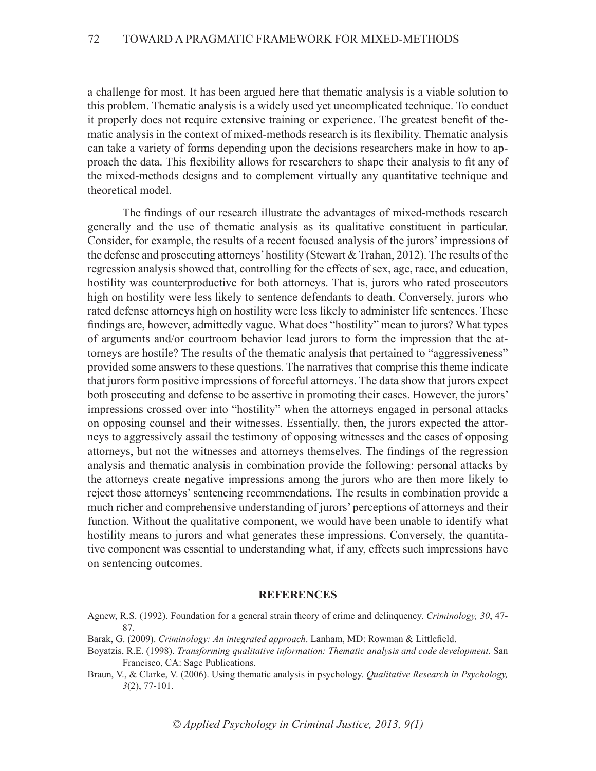a challenge for most. It has been argued here that thematic analysis is a viable solution to this problem. Thematic analysis is a widely used yet uncomplicated technique. To conduct it properly does not require extensive training or experience. The greatest benefit of thematic analysis in the context of mixed-methods research is its flexibility. Thematic analysis can take a variety of forms depending upon the decisions researchers make in how to approach the data. This flexibility allows for researchers to shape their analysis to fit any of the mixed-methods designs and to complement virtually any quantitative technique and theoretical model.

The findings of our research illustrate the advantages of mixed-methods research generally and the use of thematic analysis as its qualitative constituent in particular. Consider, for example, the results of a recent focused analysis of the jurors' impressions of the defense and prosecuting attorneys' hostility (Stewart & Trahan, 2012). The results of the regression analysis showed that, controlling for the effects of sex, age, race, and education, hostility was counterproductive for both attorneys. That is, jurors who rated prosecutors high on hostility were less likely to sentence defendants to death. Conversely, jurors who rated defense attorneys high on hostility were less likely to administer life sentences. These findings are, however, admittedly vague. What does "hostility" mean to jurors? What types of arguments and/or courtroom behavior lead jurors to form the impression that the attorneys are hostile? The results of the thematic analysis that pertained to "aggressiveness" provided some answers to these questions. The narratives that comprise this theme indicate that jurors form positive impressions of forceful attorneys. The data show that jurors expect both prosecuting and defense to be assertive in promoting their cases. However, the jurors' impressions crossed over into "hostility" when the attorneys engaged in personal attacks on opposing counsel and their witnesses. Essentially, then, the jurors expected the attorneys to aggressively assail the testimony of opposing witnesses and the cases of opposing attorneys, but not the witnesses and attorneys themselves. The findings of the regression analysis and thematic analysis in combination provide the following: personal attacks by the attorneys create negative impressions among the jurors who are then more likely to reject those attorneys' sentencing recommendations. The results in combination provide a much richer and comprehensive understanding of jurors' perceptions of attorneys and their function. Without the qualitative component, we would have been unable to identify what hostility means to jurors and what generates these impressions. Conversely, the quantitative component was essential to understanding what, if any, effects such impressions have on sentencing outcomes.

## REFERENCES

Agnew, R.S. (1992). Foundation for a general strain theory of crime and delinquency. *Criminology, 30*, 47-87.

Barak, G. (2009). *Criminology: An integrated approach*. Lanham, MD: Rowman & Littlefield.

Boyatzis, R.E. (1998). *Transforming qualitative information: Thematic analysis and code development*. San Francisco, CA: Sage Publications.

Braun, V., & Clarke, V. (2006). Using thematic analysis in psychology. *Qualitative Research in Psychology, 3*(2), 77-101.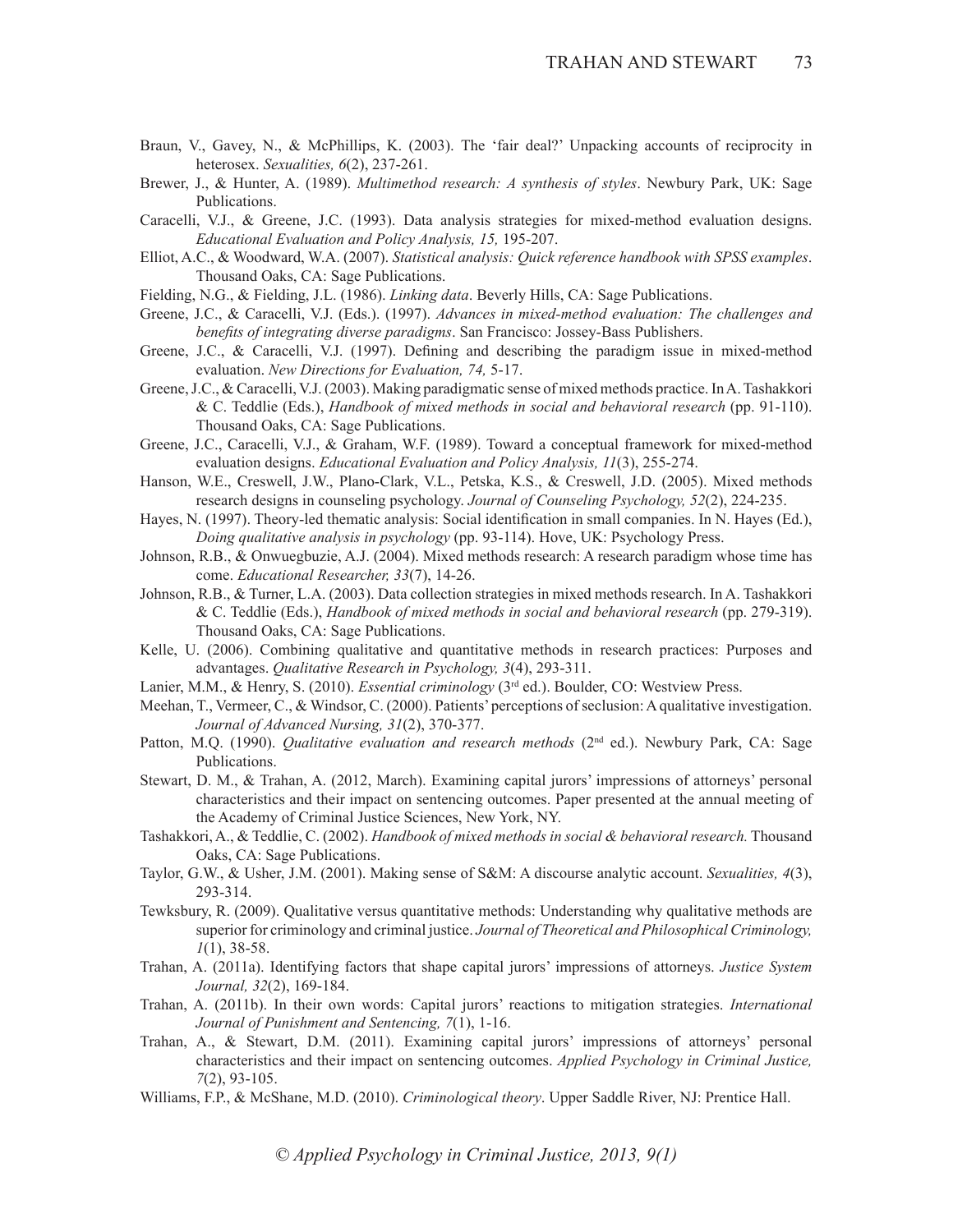Braun, V., Gavey, N., & McPhillips, K. (2003). The 'fair deal?' Unpacking accounts of reciprocity in heterosex. *Sexualities, 6*(2), 237-261.

Brewer, J., & Hunter, A. (1989). *Multimethod research: A synthesis of styles*. Newbury Park, UK: Sage Publications.

Caracelli, V.J., & Greene, J.C. (1993). Data analysis strategies for mixed-method evaluation designs. *Educational Evaluation and Policy Analysis, 15,* 195-207.

Elliot, A.C., & Woodward, W.A. (2007). *Statistical analysis: Quick reference handbook with SPSS examples*. Thousand Oaks, CA: Sage Publications.

Fielding, N.G., & Fielding, J.L. (1986). *Linking data*. Beverly Hills, CA: Sage Publications.

Greene, J.C., & Caracelli, V.J. (Eds.). (1997). *Advances in mixed-method evaluation: The challenges and benefits of integrating diverse paradigms*. San Francisco: Jossey-Bass Publishers.

Greene, J.C., & Caracelli, V.J. (1997). Defining and describing the paradigm issue in mixed-method evaluation. *New Directions for Evaluation, 74,* 5-17.

Greene, J.C., & Caracelli, V.J. (2003). Making paradigmatic sense of mixed methods practice. In A. Tashakkori & C. Teddlie (Eds.), *Handbook of mixed methods in social and behavioral research* (pp. 91-110). Thousand Oaks, CA: Sage Publications.

Greene, J.C., Caracelli, V.J., & Graham, W.F. (1989). Toward a conceptual framework for mixed-method evaluation designs. *Educational Evaluation and Policy Analysis, 11*(3), 255-274.

Hanson, W.E., Creswell, J.W., Plano-Clark, V.L., Petska, K.S., & Creswell, J.D. (2005). Mixed methods research designs in counseling psychology. *Journal of Counseling Psychology, 52*(2), 224-235.

Hayes, N. (1997). Theory-led thematic analysis: Social identification in small companies. In N. Hayes (Ed.), *Doing qualitative analysis in psychology* (pp. 93-114). Hove, UK: Psychology Press.

Johnson, R.B., & Onwuegbuzie, A.J. (2004). Mixed methods research: A research paradigm whose time has come. *Educational Researcher, 33*(7), 14-26.

Johnson, R.B., & Turner, L.A. (2003). Data collection strategies in mixed methods research. In A. Tashakkori & C. Teddlie (Eds.), *Handbook of mixed methods in social and behavioral research* (pp. 279-319). Thousand Oaks, CA: Sage Publications.

Kelle, U. (2006). Combining qualitative and quantitative methods in research practices: Purposes and advantages. *Qualitative Research in Psychology, 3*(4), 293-311.

Lanier, M.M., & Henry, S. (2010). *Essential criminology* (3rd ed.). Boulder, CO: Westview Press.

Meehan, T., Vermeer, C., & Windsor, C. (2000). Patients' perceptions of seclusion: A qualitative investigation. *Journal of Advanced Nursing, 31*(2), 370-377.

Patton, M.Q. (1990). *Qualitative evaluation and research methods* (2nd ed.). Newbury Park, CA: Sage Publications.

Stewart, D. M., & Trahan, A. (2012, March). Examining capital jurors' impressions of attorneys' personal characteristics and their impact on sentencing outcomes. Paper presented at the annual meeting of the Academy of Criminal Justice Sciences, New York, NY.

Tashakkori, A., & Teddlie, C. (2002). *Handbook of mixed methods in social & behavioral research.* Thousand Oaks, CA: Sage Publications.

Taylor, G.W., & Usher, J.M. (2001). Making sense of S&M: A discourse analytic account. *Sexualities, 4*(3), 293-314.

Tewksbury, R. (2009). Qualitative versus quantitative methods: Understanding why qualitative methods are superior for criminology and criminal justice. *Journal of Theoretical and Philosophical Criminology, 1*(1), 38-58.

Trahan, A. (2011a). Identifying factors that shape capital jurors' impressions of attorneys. *Justice System Journal, 32*(2), 169-184.

Trahan, A. (2011b). In their own words: Capital jurors' reactions to mitigation strategies. *International Journal of Punishment and Sentencing, 7*(1), 1-16.

Trahan, A., & Stewart, D.M. (2011). Examining capital jurors' impressions of attorneys' personal characteristics and their impact on sentencing outcomes. *Applied Psychology in Criminal Justice, 7*(2), 93-105.

Williams, F.P., & McShane, M.D. (2010). *Criminological theory*. Upper Saddle River, NJ: Prentice Hall.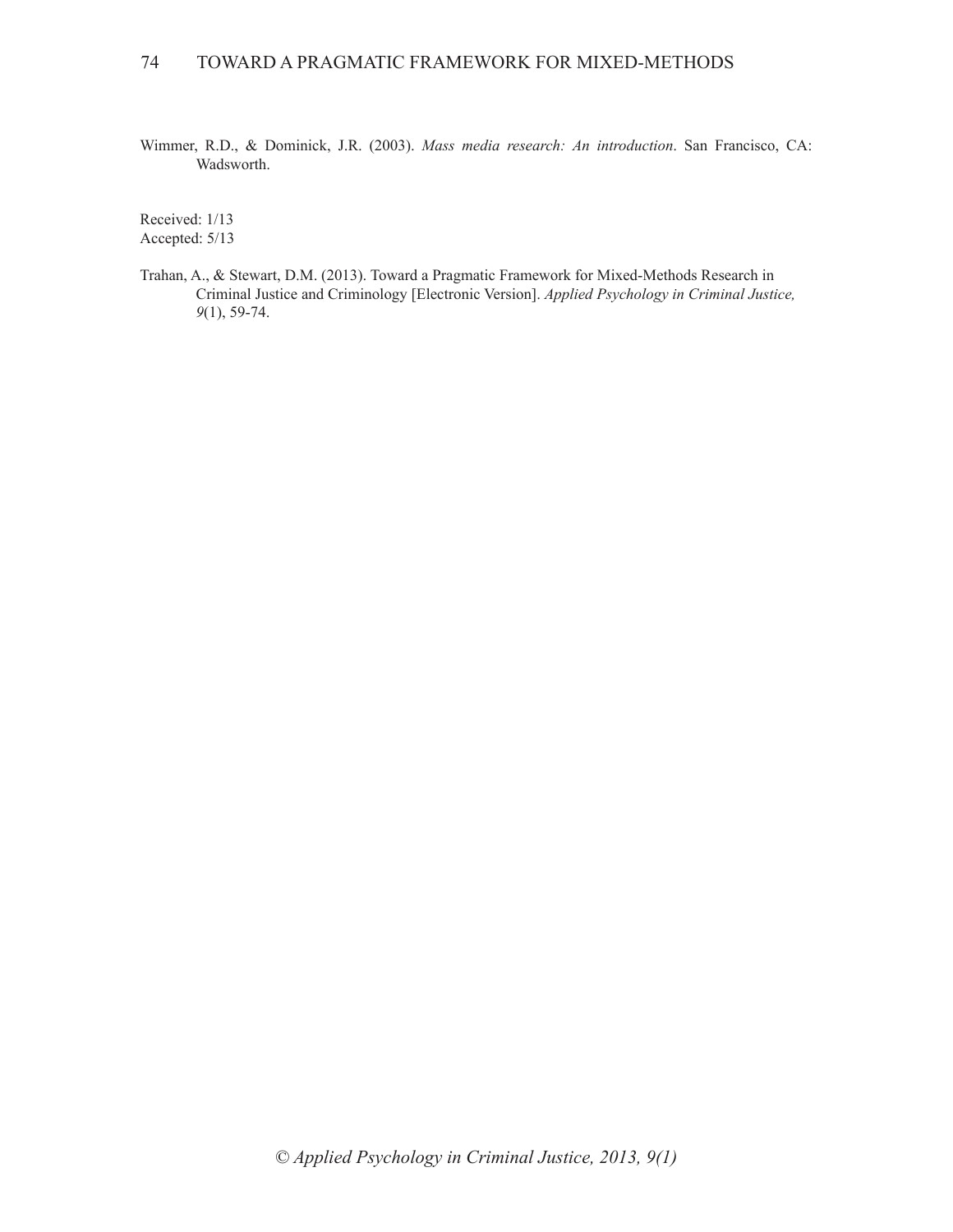Wimmer, R.D., & Dominick, J.R. (2003). *Mass media research: An introduction*. San Francisco, CA: Wadsworth.

Received: 1/13
Accepted: 5/13

Trahan, A., & Stewart, D.M. (2013). Toward a Pragmatic Framework for Mixed-Methods Research in Criminal Justice and Criminology [Electronic Version]. *Applied Psychology in Criminal Justice, 9*(1), 59-74.